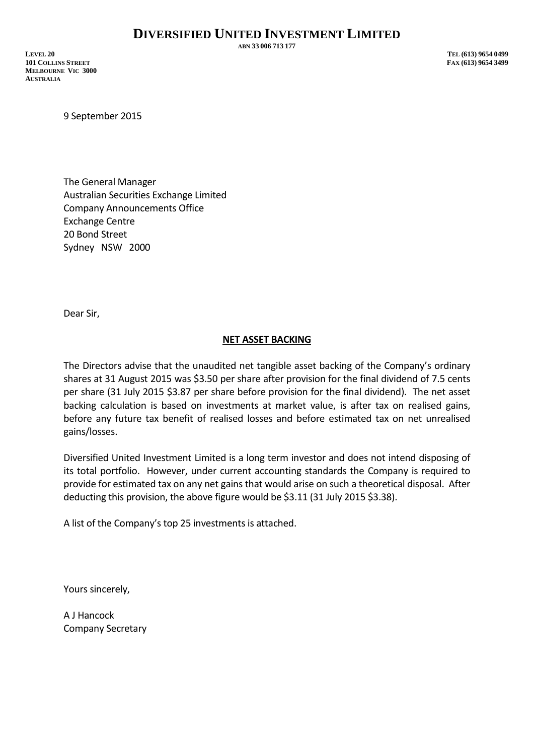# DIVERSIFIED UNITED INVESTMENT LIMITED

ABN 33 006 713 177

LEVEL 20
101 COLLINS STREET
MELBOURNE VIC 3000
AUSTRALIA

TEL (613) 9654 0499
FAX (613) 9654 3499

9 September 2015

The General Manager
Australian Securities Exchange Limited
Company Announcements Office
Exchange Centre
20 Bond Street
Sydney NSW 2000

Dear Sir,

**NET ASSET BACKING**

The Directors advise that the unaudited net tangible asset backing of the Company's ordinary shares at 31 August 2015 was $3.50 per share after provision for the final dividend of 7.5 cents per share (31 July 2015 $3.87 per share before provision for the final dividend). The net asset backing calculation is based on investments at market value, is after tax on realised gains, before any future tax benefit of realised losses and before estimated tax on net unrealised gains/losses.

Diversified United Investment Limited is a long term investor and does not intend disposing of its total portfolio. However, under current accounting standards the Company is required to provide for estimated tax on any net gains that would arise on such a theoretical disposal. After deducting this provision, the above figure would be $3.11 (31 July 2015 $3.38).

A list of the Company's top 25 investments is attached.

Yours sincerely,

A J Hancock
Company Secretary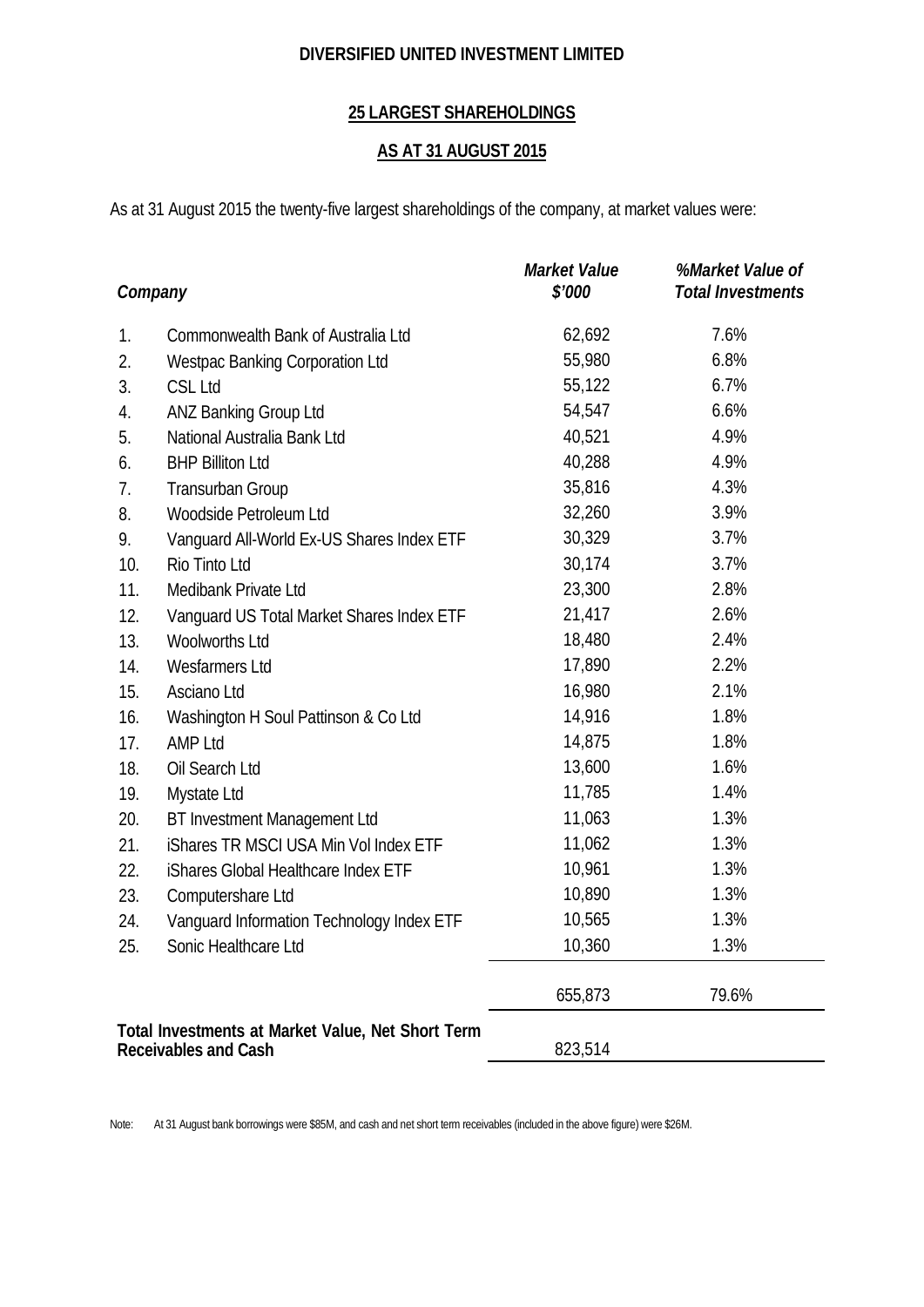**DIVERSIFIED UNITED INVESTMENT LIMITED**

**25 LARGEST SHAREHOLDINGS**

**AS AT 31 AUGUST 2015**

As at 31 August 2015 the twenty-five largest shareholdings of the company, at market values were:

| | *Company* | *Market Value $'000* | *%Market Value of Total Investments* |
|---|---|---|---|
| 1. | Commonwealth Bank of Australia Ltd | 62,692 | 7.6% |
| 2. | Westpac Banking Corporation Ltd | 55,980 | 6.8% |
| 3. | CSL Ltd | 55,122 | 6.7% |
| 4. | ANZ Banking Group Ltd | 54,547 | 6.6% |
| 5. | National Australia Bank Ltd | 40,521 | 4.9% |
| 6. | BHP Billiton Ltd | 40,288 | 4.9% |
| 7. | Transurban Group | 35,816 | 4.3% |
| 8. | Woodside Petroleum Ltd | 32,260 | 3.9% |
| 9. | Vanguard All-World Ex-US Shares Index ETF | 30,329 | 3.7% |
| 10. | Rio Tinto Ltd | 30,174 | 3.7% |
| 11. | Medibank Private Ltd | 23,300 | 2.8% |
| 12. | Vanguard US Total Market Shares Index ETF | 21,417 | 2.6% |
| 13. | Woolworths Ltd | 18,480 | 2.4% |
| 14. | Wesfarmers Ltd | 17,890 | 2.2% |
| 15. | Asciano Ltd | 16,980 | 2.1% |
| 16. | Washington H Soul Pattinson & Co Ltd | 14,916 | 1.8% |
| 17. | AMP Ltd | 14,875 | 1.8% |
| 18. | Oil Search Ltd | 13,600 | 1.6% |
| 19. | Mystate Ltd | 11,785 | 1.4% |
| 20. | BT Investment Management Ltd | 11,063 | 1.3% |
| 21. | iShares TR MSCI USA Min Vol Index ETF | 11,062 | 1.3% |
| 22. | iShares Global Healthcare Index ETF | 10,961 | 1.3% |
| 23. | Computershare Ltd | 10,890 | 1.3% |
| 24. | Vanguard Information Technology Index ETF | 10,565 | 1.3% |
| 25. | Sonic Healthcare Ltd | 10,360 | 1.3% |
| | | 655,873 | 79.6% |
| | **Total Investments at Market Value, Net Short Term Receivables and Cash** | 823,514 | |

Note: At 31 August bank borrowings were $85M, and cash and net short term receivables (included in the above figure) were $26M.